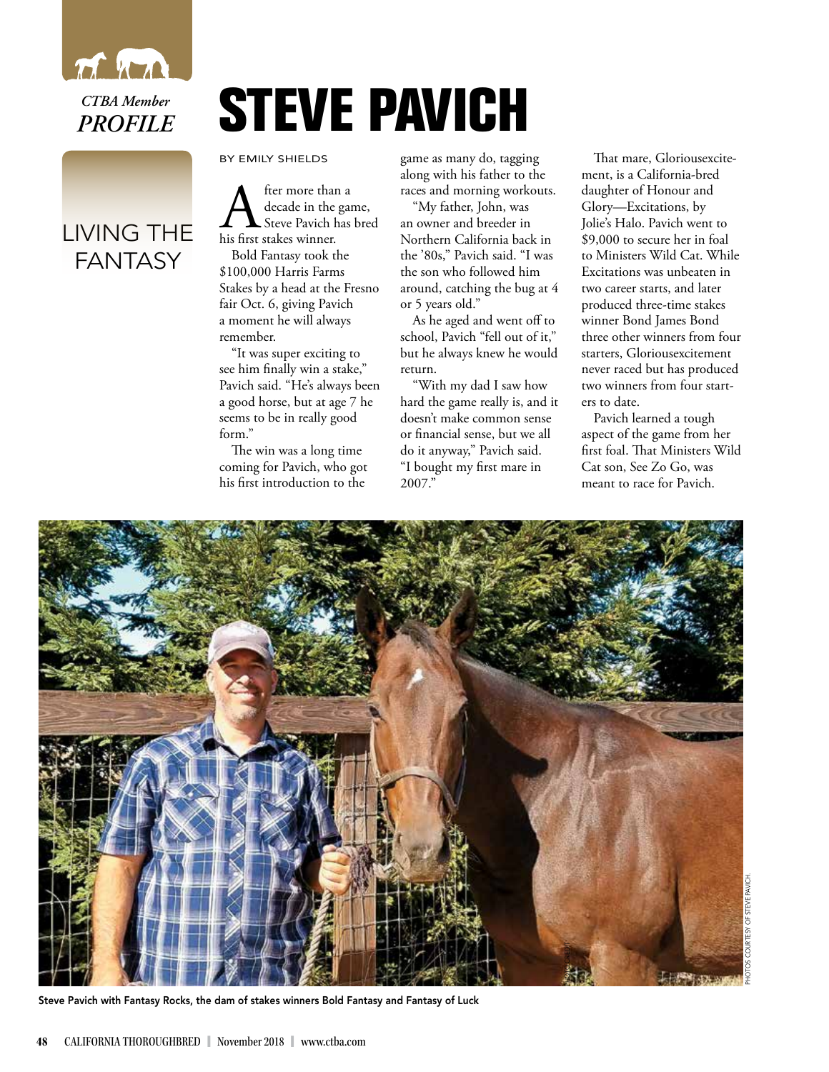*CTBA Member*
***PROFILE***

# STEVE PAVICH

## LIVING THE FANTASY

BY EMILY SHIELDS

After more than a decade in the game, Steve Pavich has bred his first stakes winner.

Bold Fantasy took the $100,000 Harris Farms Stakes by a head at the Fresno fair Oct. 6, giving Pavich a moment he will always remember.

"It was super exciting to see him finally win a stake," Pavich said. "He's always been a good horse, but at age 7 he seems to be in really good form."

The win was a long time coming for Pavich, who got his first introduction to the game as many do, tagging along with his father to the races and morning workouts.

"My father, John, was an owner and breeder in Northern California back in the '80s," Pavich said. "I was the son who followed him around, catching the bug at 4 or 5 years old."

As he aged and went off to school, Pavich "fell out of it," but he always knew he would return.

"With my dad I saw how hard the game really is, and it doesn't make common sense or financial sense, but we all do it anyway," Pavich said. "I bought my first mare in 2007."

That mare, Gloriousexcitement, is a California-bred daughter of Honour and Glory—Excitations, by Jolie's Halo. Pavich went to $9,000 to secure her in foal to Ministers Wild Cat. While Excitations was unbeaten in two career starts, and later produced three-time stakes winner Bond James Bond three other winners from four starters, Gloriousexcitement never raced but has produced two winners from four starters to date.

Pavich learned a tough aspect of the game from her first foal. That Ministers Wild Cat son, See Zo Go, was meant to race for Pavich.

Steve Pavich with Fantasy Rocks, the dam of stakes winners Bold Fantasy and Fantasy of Luck

PHOTOS COURTESY OF STEVE PAVICH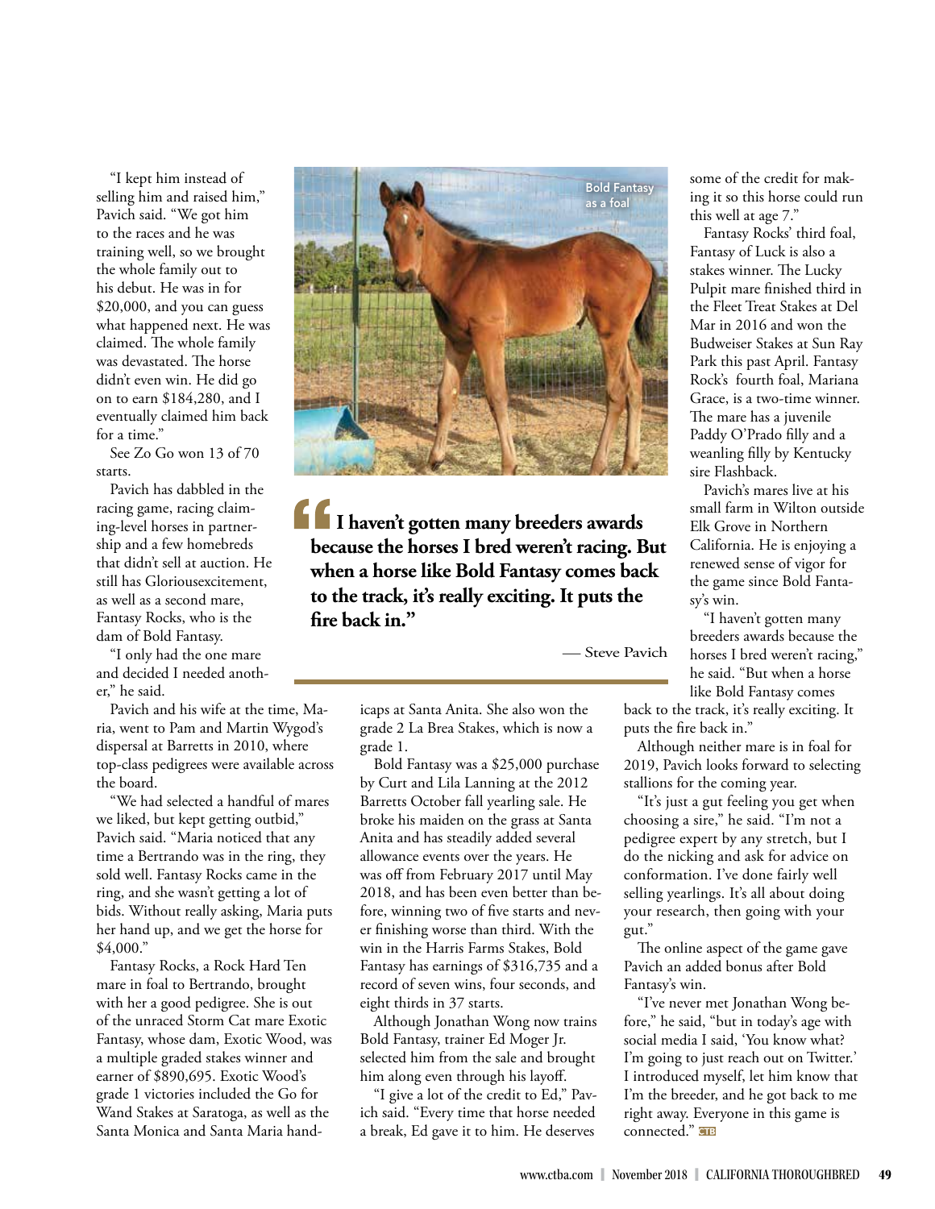"I kept him instead of selling him and raised him," Pavich said. "We got him to the races and he was training well, so we brought the whole family out to his debut. He was in for $20,000, and you can guess what happened next. He was claimed. The whole family was devastated. The horse didn't even win. He did go on to earn $184,280, and I eventually claimed him back for a time."

See Zo Go won 13 of 70 starts.

Pavich has dabbled in the racing game, racing claiming-level horses in partnership and a few homebreds that didn't sell at auction. He still has Gloriousexcitement, as well as a second mare, Fantasy Rocks, who is the dam of Bold Fantasy.

"I only had the one mare and decided I needed another," he said.

Pavich and his wife at the time, Maria, went to Pam and Martin Wygod's dispersal at Barretts in 2010, where top-class pedigrees were available across the board.

"We had selected a handful of mares we liked, but kept getting outbid," Pavich said. "Maria noticed that any time a Bertrando was in the ring, they sold well. Fantasy Rocks came in the ring, and she wasn't getting a lot of bids. Without really asking, Maria puts her hand up, and we get the horse for $4,000."

Fantasy Rocks, a Rock Hard Ten mare in foal to Bertrando, brought with her a good pedigree. She is out of the unraced Storm Cat mare Exotic Fantasy, whose dam, Exotic Wood, was a multiple graded stakes winner and earner of $890,695. Exotic Wood's grade 1 victories included the Go for Wand Stakes at Saratoga, as well as the Santa Monica and Santa Maria handicaps at Santa Anita. She also won the grade 2 La Brea Stakes, which is now a grade 1.

Bold Fantasy as a foal

**"I haven't gotten many breeders awards because the horses I bred weren't racing. But when a horse like Bold Fantasy comes back to the track, it's really exciting. It puts the fire back in."**

— Steve Pavich

Bold Fantasy was a $25,000 purchase by Curt and Lila Lanning at the 2012 Barretts October fall yearling sale. He broke his maiden on the grass at Santa Anita and has steadily added several allowance events over the years. He was off from February 2017 until May 2018, and has been even better than before, winning two of five starts and never finishing worse than third. With the win in the Harris Farms Stakes, Bold Fantasy has earnings of $316,735 and a record of seven wins, four seconds, and eight thirds in 37 starts.

Although Jonathan Wong now trains Bold Fantasy, trainer Ed Moger Jr. selected him from the sale and brought him along even through his layoff.

"I give a lot of the credit to Ed," Pavich said. "Every time that horse needed a break, Ed gave it to him. He deserves some of the credit for making it so this horse could run this well at age 7."

Fantasy Rocks' third foal, Fantasy of Luck is also a stakes winner. The Lucky Pulpit mare finished third in the Fleet Treat Stakes at Del Mar in 2016 and won the Budweiser Stakes at Sun Ray Park this past April. Fantasy Rock's fourth foal, Mariana Grace, is a two-time winner. The mare has a juvenile Paddy O'Prado filly and a weanling filly by Kentucky sire Flashback.

Pavich's mares live at his small farm in Wilton outside Elk Grove in Northern California. He is enjoying a renewed sense of vigor for the game since Bold Fantasy's win.

"I haven't gotten many breeders awards because the horses I bred weren't racing," he said. "But when a horse like Bold Fantasy comes back to the track, it's really exciting. It puts the fire back in."

Although neither mare is in foal for 2019, Pavich looks forward to selecting stallions for the coming year.

"It's just a gut feeling you get when choosing a sire," he said. "I'm not a pedigree expert by any stretch, but I do the nicking and ask for advice on conformation. I've done fairly well selling yearlings. It's all about doing your research, then going with your gut."

The online aspect of the game gave Pavich an added bonus after Bold Fantasy's win.

"I've never met Jonathan Wong before," he said, "but in today's age with social media I said, 'You know what? I'm going to just reach out on Twitter.' I introduced myself, let him know that I'm the breeder, and he got back to me right away. Everyone in this game is connected."